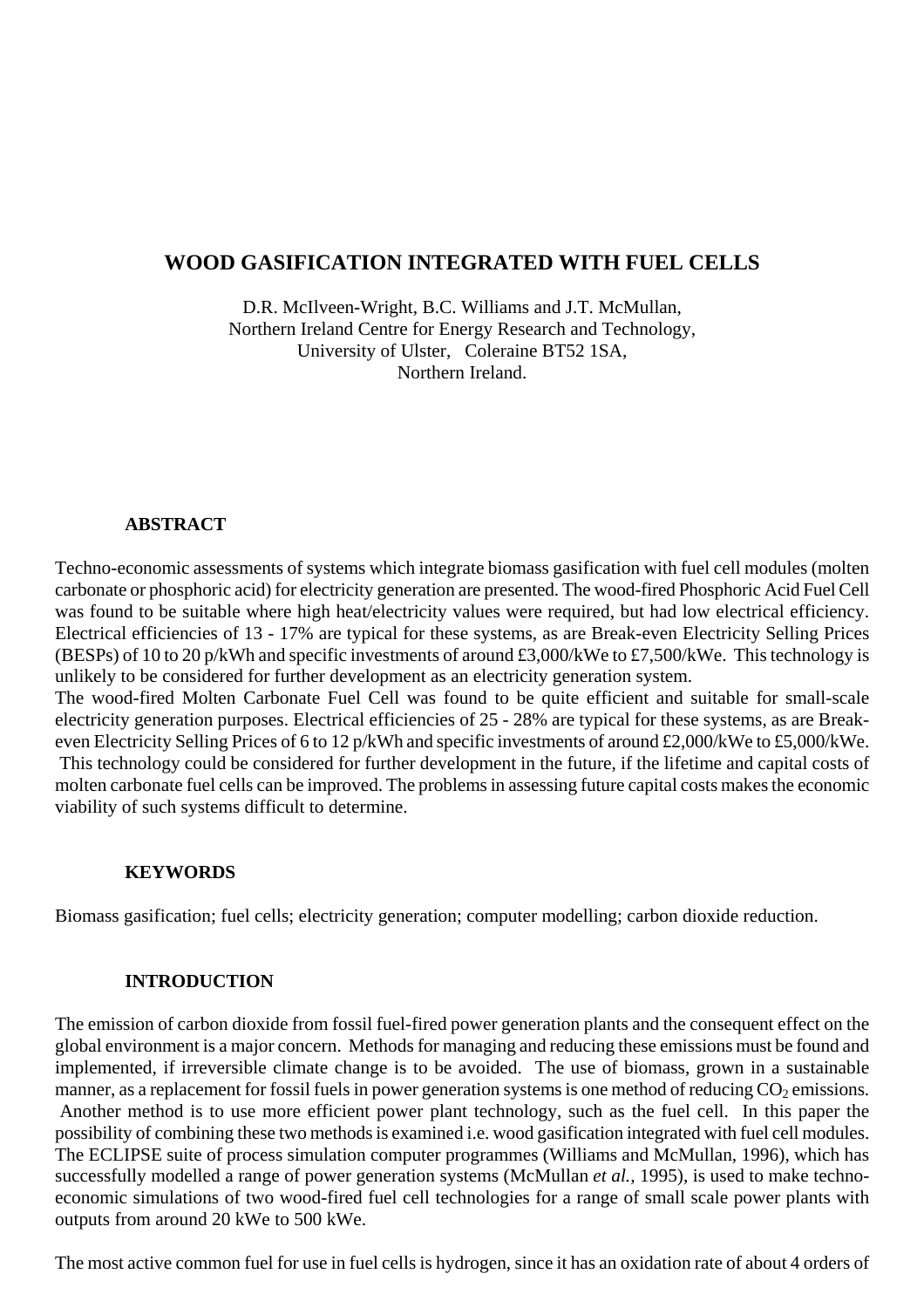# WOOD GASIFICATION INTEGRATED WITH FUEL CELLS

D.R. McIlveen-Wright, B.C. Williams and J.T. McMullan,
Northern Ireland Centre for Energy Research and Technology,
University of Ulster, Coleraine BT52 1SA,
Northern Ireland.

## ABSTRACT

Techno-economic assessments of systems which integrate biomass gasification with fuel cell modules (molten carbonate or phosphoric acid) for electricity generation are presented. The wood-fired Phosphoric Acid Fuel Cell was found to be suitable where high heat/electricity values were required, but had low electrical efficiency. Electrical efficiencies of 13 - 17% are typical for these systems, as are Break-even Electricity Selling Prices (BESPs) of 10 to 20 p/kWh and specific investments of around £3,000/kWe to £7,500/kWe. This technology is unlikely to be considered for further development as an electricity generation system.

The wood-fired Molten Carbonate Fuel Cell was found to be quite efficient and suitable for small-scale electricity generation purposes. Electrical efficiencies of 25 - 28% are typical for these systems, as are Break-even Electricity Selling Prices of 6 to 12 p/kWh and specific investments of around £2,000/kWe to £5,000/kWe. This technology could be considered for further development in the future, if the lifetime and capital costs of molten carbonate fuel cells can be improved. The problems in assessing future capital costs makes the economic viability of such systems difficult to determine.

## KEYWORDS

Biomass gasification; fuel cells; electricity generation; computer modelling; carbon dioxide reduction.

## INTRODUCTION

The emission of carbon dioxide from fossil fuel-fired power generation plants and the consequent effect on the global environment is a major concern. Methods for managing and reducing these emissions must be found and implemented, if irreversible climate change is to be avoided. The use of biomass, grown in a sustainable manner, as a replacement for fossil fuels in power generation systems is one method of reducing $CO_2$ emissions. Another method is to use more efficient power plant technology, such as the fuel cell. In this paper the possibility of combining these two methods is examined i.e. wood gasification integrated with fuel cell modules. The ECLIPSE suite of process simulation computer programmes (Williams and McMullan, 1996), which has successfully modelled a range of power generation systems (McMullan *et al.,* 1995), is used to make techno-economic simulations of two wood-fired fuel cell technologies for a range of small scale power plants with outputs from around 20 kWe to 500 kWe.

The most active common fuel for use in fuel cells is hydrogen, since it has an oxidation rate of about 4 orders of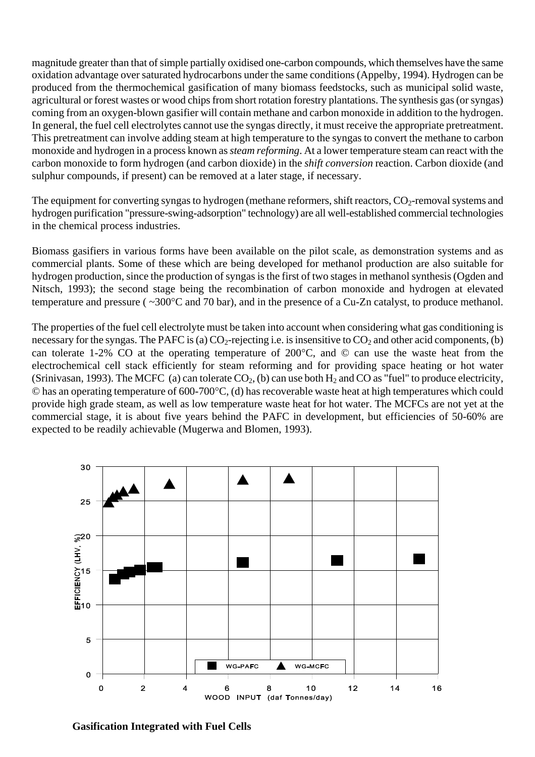magnitude greater than that of simple partially oxidised one-carbon compounds, which themselves have the same oxidation advantage over saturated hydrocarbons under the same conditions (Appelby, 1994). Hydrogen can be produced from the thermochemical gasification of many biomass feedstocks, such as municipal solid waste, agricultural or forest wastes or wood chips from short rotation forestry plantations. The synthesis gas (or syngas) coming from an oxygen-blown gasifier will contain methane and carbon monoxide in addition to the hydrogen. In general, the fuel cell electrolytes cannot use the syngas directly, it must receive the appropriate pretreatment. This pretreatment can involve adding steam at high temperature to the syngas to convert the methane to carbon monoxide and hydrogen in a process known as *steam reforming*. At a lower temperature steam can react with the carbon monoxide to form hydrogen (and carbon dioxide) in the *shift conversion* reaction. Carbon dioxide (and sulphur compounds, if present) can be removed at a later stage, if necessary.

The equipment for converting syngas to hydrogen (methane reformers, shift reactors, $CO_2$-removal systems and hydrogen purification "pressure-swing-adsorption" technology) are all well-established commercial technologies in the chemical process industries.

Biomass gasifiers in various forms have been available on the pilot scale, as demonstration systems and as commercial plants. Some of these which are being developed for methanol production are also suitable for hydrogen production, since the production of syngas is the first of two stages in methanol synthesis (Ogden and Nitsch, 1993); the second stage being the recombination of carbon monoxide and hydrogen at elevated temperature and pressure ( ~300°C and 70 bar), and in the presence of a Cu-Zn catalyst, to produce methanol.

The properties of the fuel cell electrolyte must be taken into account when considering what gas conditioning is necessary for the syngas. The PAFC is (a) $CO_2$-rejecting i.e. is insensitive to $CO_2$ and other acid components, (b) can tolerate 1-2% CO at the operating temperature of 200°C, and © can use the waste heat from the electrochemical cell stack efficiently for steam reforming and for providing space heating or hot water (Srinivasan, 1993). The MCFC (a) can tolerate $CO_2$, (b) can use both $H_2$ and CO as "fuel" to produce electricity, © has an operating temperature of 600-700°C, (d) has recoverable waste heat at high temperatures which could provide high grade steam, as well as low temperature waste heat for hot water. The MCFCs are not yet at the commercial stage, it is about five years behind the PAFC in development, but efficiencies of 50-60% are expected to be readily achievable (Mugerwa and Blomen, 1993).

**Gasification Integrated with Fuel Cells**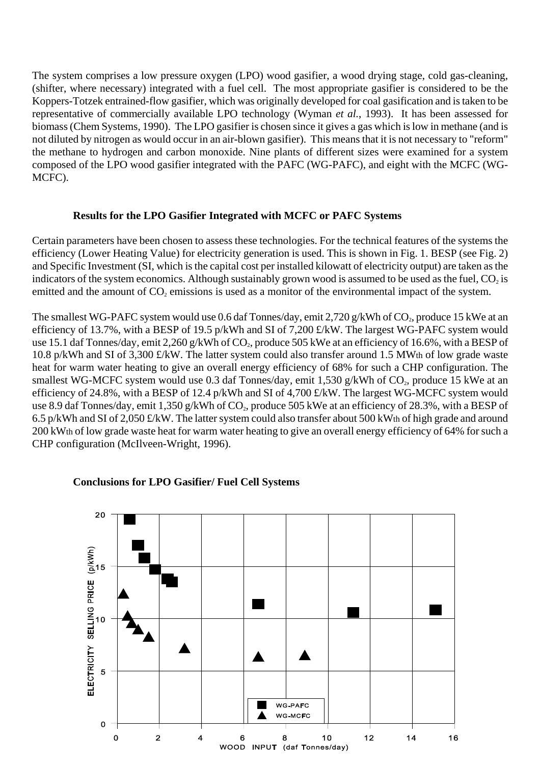The system comprises a low pressure oxygen (LPO) wood gasifier, a wood drying stage, cold gas-cleaning, (shifter, where necessary) integrated with a fuel cell. The most appropriate gasifier is considered to be the Koppers-Totzek entrained-flow gasifier, which was originally developed for coal gasification and is taken to be representative of commercially available LPO technology (Wyman *et al.*, 1993). It has been assessed for biomass (Chem Systems, 1990). The LPO gasifier is chosen since it gives a gas which is low in methane (and is not diluted by nitrogen as would occur in an air-blown gasifier). This means that it is not necessary to "reform" the methane to hydrogen and carbon monoxide. Nine plants of different sizes were examined for a system composed of the LPO wood gasifier integrated with the PAFC (WG-PAFC), and eight with the MCFC (WG-MCFC).

### Results for the LPO Gasifier Integrated with MCFC or PAFC Systems

Certain parameters have been chosen to assess these technologies. For the technical features of the systems the efficiency (Lower Heating Value) for electricity generation is used. This is shown in Fig. 1. BESP (see Fig. 2) and Specific Investment (SI, which is the capital cost per installed kilowatt of electricity output) are taken as the indicators of the system economics. Although sustainably grown wood is assumed to be used as the fuel, $CO_2$ is emitted and the amount of $CO_2$ emissions is used as a monitor of the environmental impact of the system.

The smallest WG-PAFC system would use 0.6 daf Tonnes/day, emit 2,720 g/kWh of $CO_2$, produce 15 kWe at an efficiency of 13.7%, with a BESP of 19.5 p/kWh and SI of 7,200 £/kW. The largest WG-PAFC system would use 15.1 daf Tonnes/day, emit 2,260 g/kWh of $CO_2$, produce 505 kWe at an efficiency of 16.6%, with a BESP of 10.8 p/kWh and SI of 3,300 £/kW. The latter system could also transfer around 1.5 MWth of low grade waste heat for warm water heating to give an overall energy efficiency of 68% for such a CHP configuration. The smallest WG-MCFC system would use 0.3 daf Tonnes/day, emit 1,530 g/kWh of $CO_2$, produce 15 kWe at an efficiency of 24.8%, with a BESP of 12.4 p/kWh and SI of 4,700 £/kW. The largest WG-MCFC system would use 8.9 daf Tonnes/day, emit 1,350 g/kWh of $CO_2$, produce 505 kWe at an efficiency of 28.3%, with a BESP of 6.5 p/kWh and SI of 2,050 £/kW. The latter system could also transfer about 500 kWth of high grade and around 200 kWth of low grade waste heat for warm water heating to give an overall energy efficiency of 64% for such a CHP configuration (McIlveen-Wright, 1996).

### Conclusions for LPO Gasifier/ Fuel Cell Systems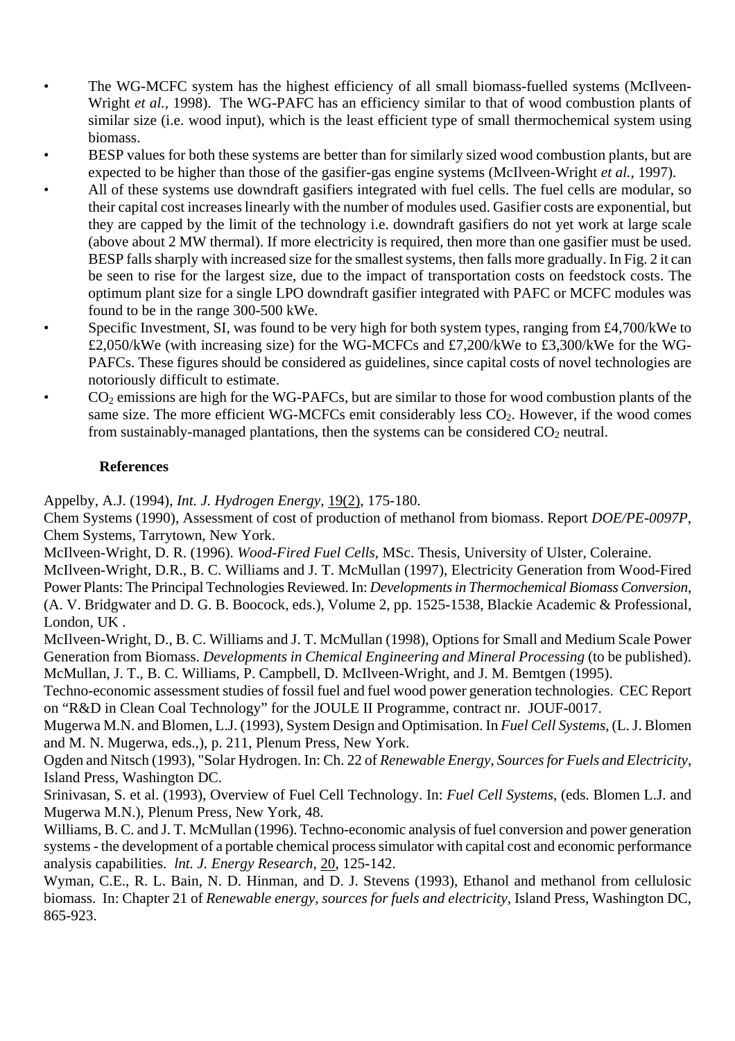- The WG-MCFC system has the highest efficiency of all small biomass-fuelled systems (McIlveen-Wright *et al.*, 1998). The WG-PAFC has an efficiency similar to that of wood combustion plants of similar size (i.e. wood input), which is the least efficient type of small thermochemical system using biomass.
- BESP values for both these systems are better than for similarly sized wood combustion plants, but are expected to be higher than those of the gasifier-gas engine systems (McIlveen-Wright *et al.*, 1997).
- All of these systems use downdraft gasifiers integrated with fuel cells. The fuel cells are modular, so their capital cost increases linearly with the number of modules used. Gasifier costs are exponential, but they are capped by the limit of the technology i.e. downdraft gasifiers do not yet work at large scale (above about 2 MW thermal). If more electricity is required, then more than one gasifier must be used. BESP falls sharply with increased size for the smallest systems, then falls more gradually. In Fig. 2 it can be seen to rise for the largest size, due to the impact of transportation costs on feedstock costs. The optimum plant size for a single LPO downdraft gasifier integrated with PAFC or MCFC modules was found to be in the range 300-500 kWe.
- Specific Investment, SI, was found to be very high for both system types, ranging from £4,700/kWe to £2,050/kWe (with increasing size) for the WG-MCFCs and £7,200/kWe to £3,300/kWe for the WG-PAFCs. These figures should be considered as guidelines, since capital costs of novel technologies are notoriously difficult to estimate.
- $CO_2$ emissions are high for the WG-PAFCs, but are similar to those for wood combustion plants of the same size. The more efficient WG-MCFCs emit considerably less $CO_2$. However, if the wood comes from sustainably-managed plantations, then the systems can be considered $CO_2$ neutral.

**References**

Appelby, A.J. (1994), *Int. J. Hydrogen Energy*, 19(2), 175-180.

Chem Systems (1990), Assessment of cost of production of methanol from biomass. Report *DOE/PE-0097P*, Chem Systems, Tarrytown, New York.

McIlveen-Wright, D. R. (1996). *Wood-Fired Fuel Cells*, MSc. Thesis, University of Ulster, Coleraine.

McIlveen-Wright, D.R., B. C. Williams and J. T. McMullan (1997), Electricity Generation from Wood-Fired Power Plants: The Principal Technologies Reviewed. In: *Developments in Thermochemical Biomass Conversion*, (A. V. Bridgwater and D. G. B. Boocock, eds.), Volume 2, pp. 1525-1538, Blackie Academic & Professional, London, UK .

McIlveen-Wright, D., B. C. Williams and J. T. McMullan (1998), Options for Small and Medium Scale Power Generation from Biomass. *Developments in Chemical Engineering and Mineral Processing* (to be published).

McMullan, J. T., B. C. Williams, P. Campbell, D. McIlveen-Wright, and J. M. Bemtgen (1995).

Techno-economic assessment studies of fossil fuel and fuel wood power generation technologies. CEC Report on "R&D in Clean Coal Technology" for the JOULE II Programme, contract nr. JOUF-0017.

Mugerwa M.N. and Blomen, L.J. (1993), System Design and Optimisation. In *Fuel Cell Systems*, (L. J. Blomen and M. N. Mugerwa, eds.,), p. 211, Plenum Press, New York.

Ogden and Nitsch (1993), "Solar Hydrogen. In: Ch. 22 of *Renewable Energy, Sources for Fuels and Electricity*, Island Press, Washington DC.

Srinivasan, S. et al. (1993), Overview of Fuel Cell Technology. In: *Fuel Cell Systems*, (eds. Blomen L.J. and Mugerwa M.N.), Plenum Press, New York, 48.

Williams, B. C. and J. T. McMullan (1996). Techno-economic analysis of fuel conversion and power generation systems - the development of a portable chemical process simulator with capital cost and economic performance analysis capabilities. *lnt. J. Energy Research*, 20, 125-142.

Wyman, C.E., R. L. Bain, N. D. Hinman, and D. J. Stevens (1993), Ethanol and methanol from cellulosic biomass. In: Chapter 21 of *Renewable energy, sources for fuels and electricity*, Island Press, Washington DC, 865-923.